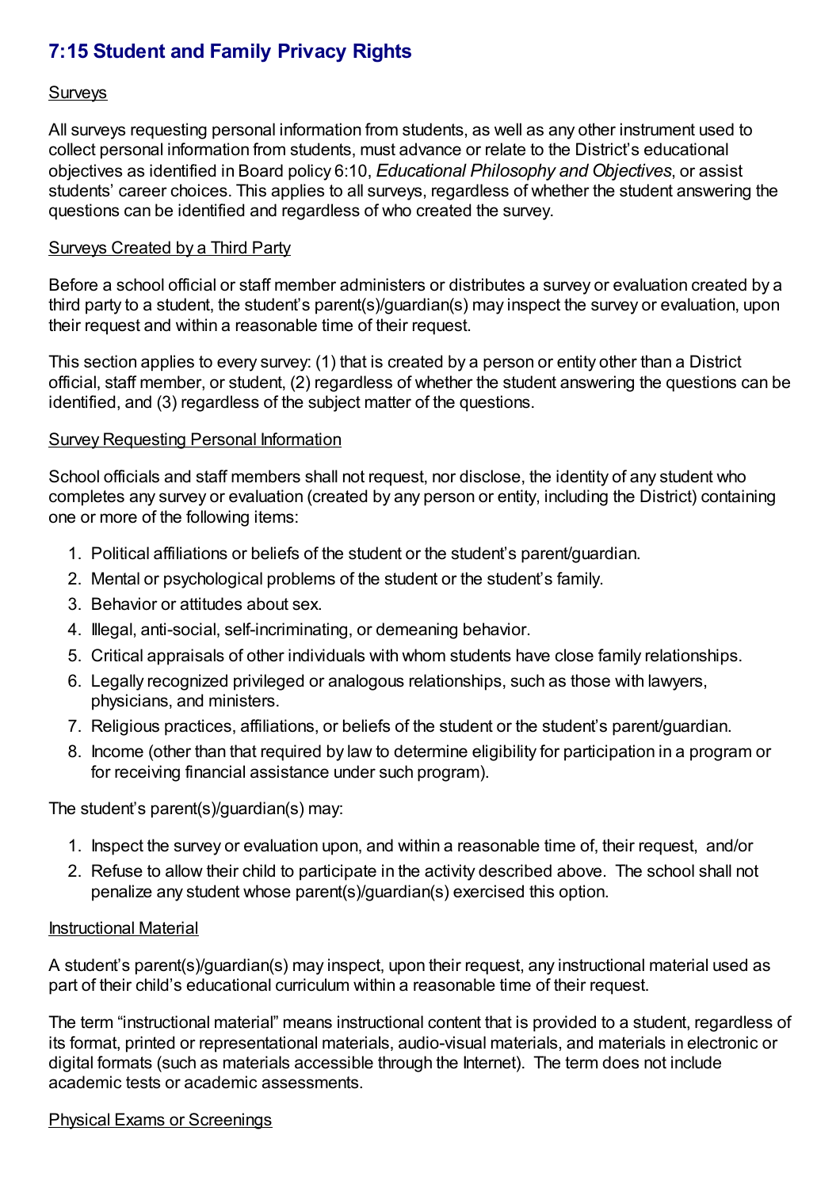## 7:15 Student and Family Privacy Rights

Surveys

All surveys requesting personal information from students, as well as any other instrument used to collect personal information from students, must advance or relate to the District's educational objectives as identified in Board policy 6:10, *Educational Philosophy and Objectives*, or assist students' career choices. This applies to all surveys, regardless of whether the student answering the questions can be identified and regardless of who created the survey.

Surveys Created by a Third Party

Before a school official or staff member administers or distributes a survey or evaluation created by a third party to a student, the student's parent(s)/guardian(s) may inspect the survey or evaluation, upon their request and within a reasonable time of their request.

This section applies to every survey: (1) that is created by a person or entity other than a District official, staff member, or student, (2) regardless of whether the student answering the questions can be identified, and (3) regardless of the subject matter of the questions.

Survey Requesting Personal Information

School officials and staff members shall not request, nor disclose, the identity of any student who completes any survey or evaluation (created by any person or entity, including the District) containing one or more of the following items:

1. Political affiliations or beliefs of the student or the student's parent/guardian.
2. Mental or psychological problems of the student or the student's family.
3. Behavior or attitudes about sex.
4. Illegal, anti-social, self-incriminating, or demeaning behavior.
5. Critical appraisals of other individuals with whom students have close family relationships.
6. Legally recognized privileged or analogous relationships, such as those with lawyers, physicians, and ministers.
7. Religious practices, affiliations, or beliefs of the student or the student's parent/guardian.
8. Income (other than that required by law to determine eligibility for participation in a program or for receiving financial assistance under such program).

The student's parent(s)/guardian(s) may:

1. Inspect the survey or evaluation upon, and within a reasonable time of, their request, and/or
2. Refuse to allow their child to participate in the activity described above. The school shall not penalize any student whose parent(s)/guardian(s) exercised this option.

Instructional Material

A student's parent(s)/guardian(s) may inspect, upon their request, any instructional material used as part of their child's educational curriculum within a reasonable time of their request.

The term "instructional material" means instructional content that is provided to a student, regardless of its format, printed or representational materials, audio-visual materials, and materials in electronic or digital formats (such as materials accessible through the Internet). The term does not include academic tests or academic assessments.

Physical Exams or Screenings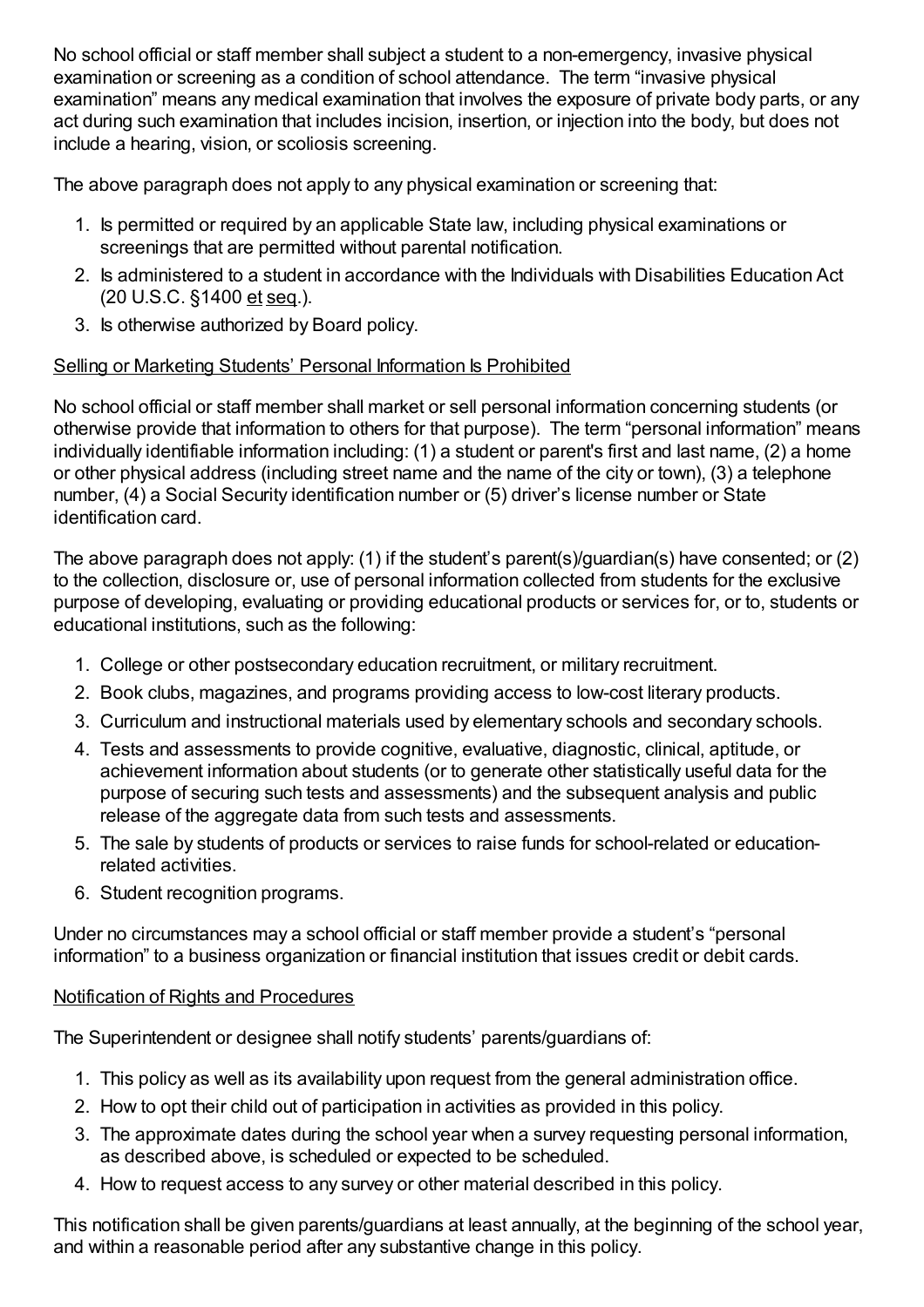No school official or staff member shall subject a student to a non-emergency, invasive physical examination or screening as a condition of school attendance. The term "invasive physical examination" means any medical examination that involves the exposure of private body parts, or any act during such examination that includes incision, insertion, or injection into the body, but does not include a hearing, vision, or scoliosis screening.

The above paragraph does not apply to any physical examination or screening that:

1. Is permitted or required by an applicable State law, including physical examinations or screenings that are permitted without parental notification.
2. Is administered to a student in accordance with the Individuals with Disabilities Education Act (20 U.S.C. §1400 et seq.).
3. Is otherwise authorized by Board policy.

Selling or Marketing Students' Personal Information Is Prohibited

No school official or staff member shall market or sell personal information concerning students (or otherwise provide that information to others for that purpose). The term "personal information" means individually identifiable information including: (1) a student or parent's first and last name, (2) a home or other physical address (including street name and the name of the city or town), (3) a telephone number, (4) a Social Security identification number or (5) driver's license number or State identification card.

The above paragraph does not apply: (1) if the student's parent(s)/guardian(s) have consented; or (2) to the collection, disclosure or, use of personal information collected from students for the exclusive purpose of developing, evaluating or providing educational products or services for, or to, students or educational institutions, such as the following:

1. College or other postsecondary education recruitment, or military recruitment.
2. Book clubs, magazines, and programs providing access to low-cost literary products.
3. Curriculum and instructional materials used by elementary schools and secondary schools.
4. Tests and assessments to provide cognitive, evaluative, diagnostic, clinical, aptitude, or achievement information about students (or to generate other statistically useful data for the purpose of securing such tests and assessments) and the subsequent analysis and public release of the aggregate data from such tests and assessments.
5. The sale by students of products or services to raise funds for school-related or education-related activities.
6. Student recognition programs.

Under no circumstances may a school official or staff member provide a student's "personal information" to a business organization or financial institution that issues credit or debit cards.

Notification of Rights and Procedures

The Superintendent or designee shall notify students' parents/guardians of:

1. This policy as well as its availability upon request from the general administration office.
2. How to opt their child out of participation in activities as provided in this policy.
3. The approximate dates during the school year when a survey requesting personal information, as described above, is scheduled or expected to be scheduled.
4. How to request access to any survey or other material described in this policy.

This notification shall be given parents/guardians at least annually, at the beginning of the school year, and within a reasonable period after any substantive change in this policy.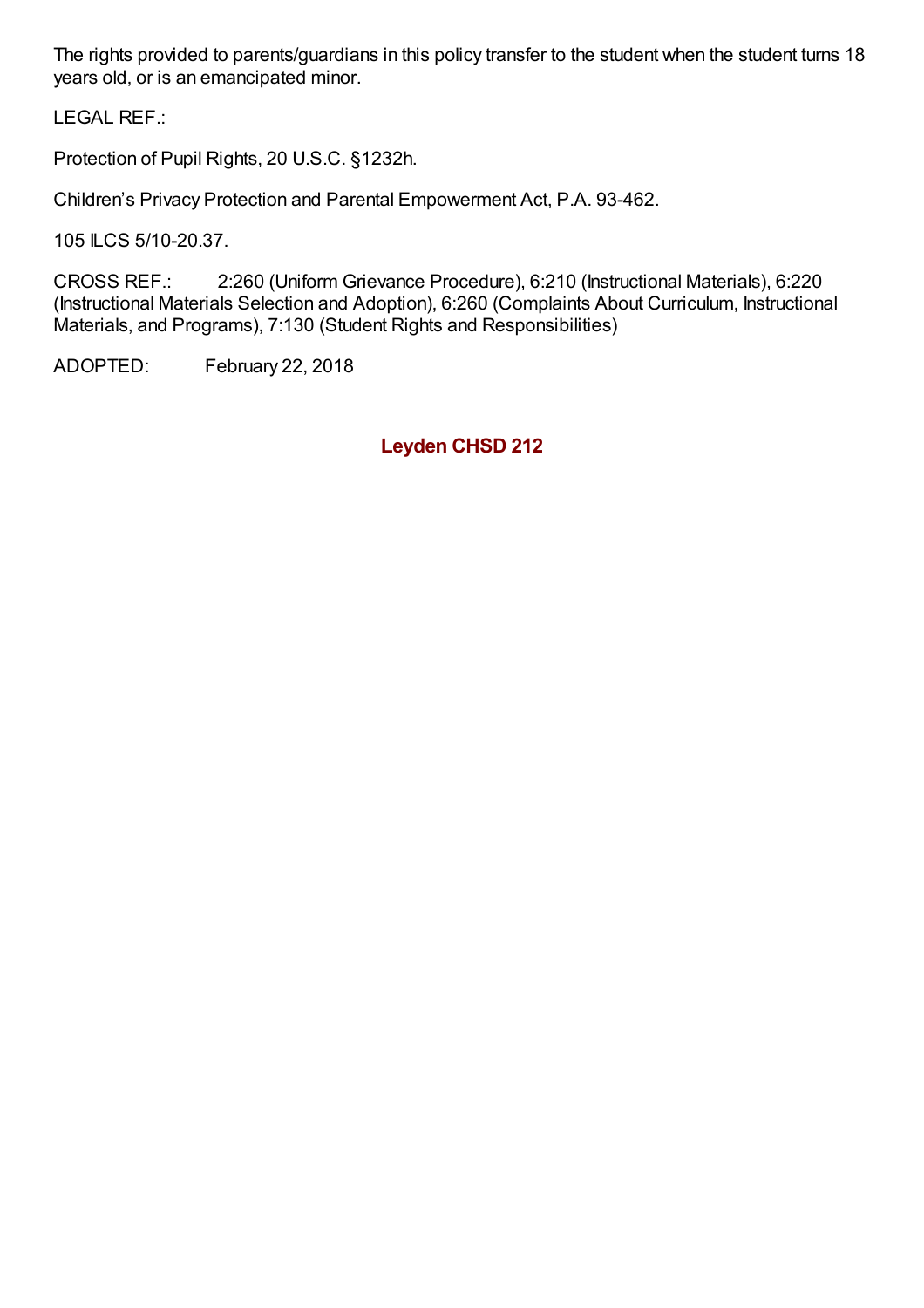The rights provided to parents/guardians in this policy transfer to the student when the student turns 18 years old, or is an emancipated minor.

LEGAL REF.:

Protection of Pupil Rights, 20 U.S.C. §1232h.

Children's Privacy Protection and Parental Empowerment Act, P.A. 93-462.

105 ILCS 5/10-20.37.

CROSS REF.: 2:260 (Uniform Grievance Procedure), 6:210 (Instructional Materials), 6:220 (Instructional Materials Selection and Adoption), 6:260 (Complaints About Curriculum, Instructional Materials, and Programs), 7:130 (Student Rights and Responsibilities)

ADOPTED: February 22, 2018

**Leyden CHSD 212**